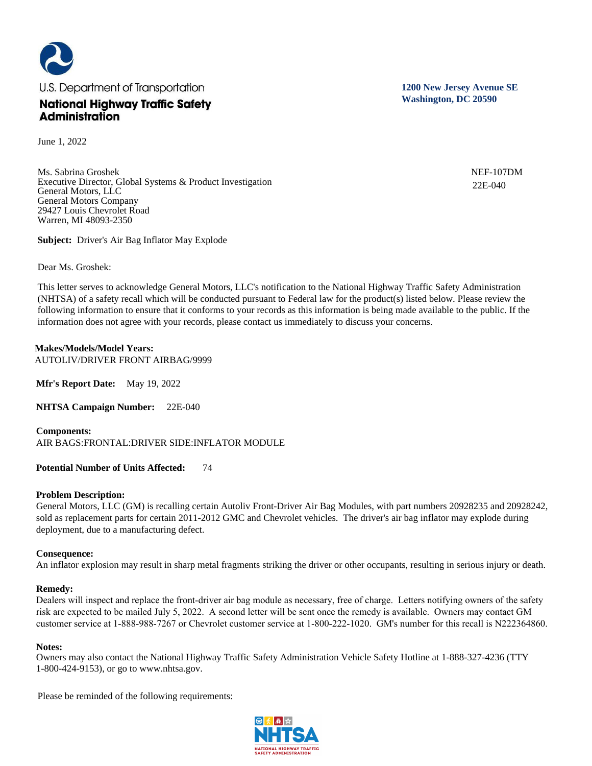U.S. Department of Transportation

**National Highway Traffic Safety Administration**

**1200 New Jersey Avenue SE**
**Washington, DC 20590**

June 1, 2022

Ms. Sabrina Groshek
Executive Director, Global Systems & Product Investigation
General Motors, LLC
General Motors Company
29427 Louis Chevrolet Road
Warren, MI 48093-2350

NEF-107DM
22E-040

**Subject:** Driver's Air Bag Inflator May Explode

Dear Ms. Groshek:

This letter serves to acknowledge General Motors, LLC's notification to the National Highway Traffic Safety Administration (NHTSA) of a safety recall which will be conducted pursuant to Federal law for the product(s) listed below. Please review the following information to ensure that it conforms to your records as this information is being made available to the public. If the information does not agree with your records, please contact us immediately to discuss your concerns.

**Makes/Models/Model Years:**
AUTOLIV/DRIVER FRONT AIRBAG/9999

**Mfr's Report Date:** May 19, 2022

**NHTSA Campaign Number:** 22E-040

**Components:**
AIR BAGS:FRONTAL:DRIVER SIDE:INFLATOR MODULE

**Potential Number of Units Affected:** 74

**Problem Description:**
General Motors, LLC (GM) is recalling certain Autoliv Front-Driver Air Bag Modules, with part numbers 20928235 and 20928242, sold as replacement parts for certain 2011-2012 GMC and Chevrolet vehicles. The driver's air bag inflator may explode during deployment, due to a manufacturing defect.

**Consequence:**
An inflator explosion may result in sharp metal fragments striking the driver or other occupants, resulting in serious injury or death.

**Remedy:**
Dealers will inspect and replace the front-driver air bag module as necessary, free of charge. Letters notifying owners of the safety risk are expected to be mailed July 5, 2022. A second letter will be sent once the remedy is available. Owners may contact GM customer service at 1-888-988-7267 or Chevrolet customer service at 1-800-222-1020. GM's number for this recall is N222364860.

**Notes:**
Owners may also contact the National Highway Traffic Safety Administration Vehicle Safety Hotline at 1-888-327-4236 (TTY 1-800-424-9153), or go to www.nhtsa.gov.

Please be reminded of the following requirements: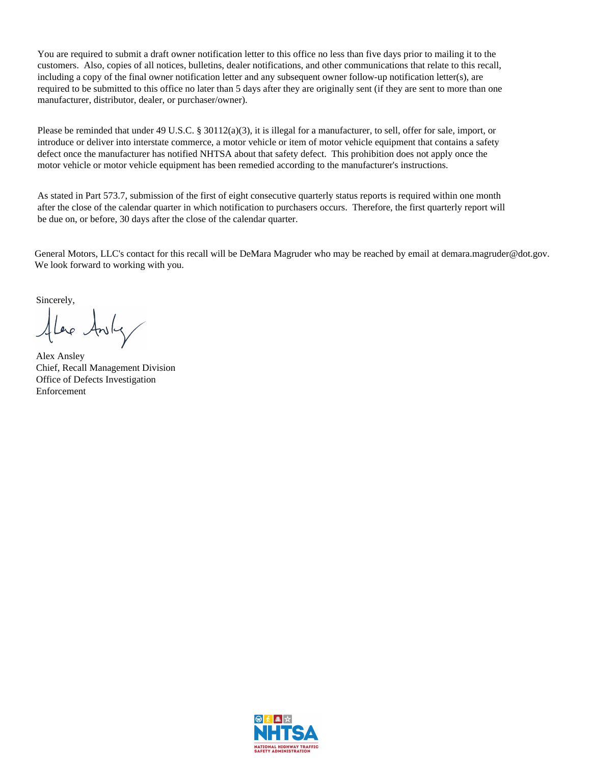You are required to submit a draft owner notification letter to this office no less than five days prior to mailing it to the customers. Also, copies of all notices, bulletins, dealer notifications, and other communications that relate to this recall, including a copy of the final owner notification letter and any subsequent owner follow-up notification letter(s), are required to be submitted to this office no later than 5 days after they are originally sent (if they are sent to more than one manufacturer, distributor, dealer, or purchaser/owner).

Please be reminded that under 49 U.S.C. § 30112(a)(3), it is illegal for a manufacturer, to sell, offer for sale, import, or introduce or deliver into interstate commerce, a motor vehicle or item of motor vehicle equipment that contains a safety defect once the manufacturer has notified NHTSA about that safety defect. This prohibition does not apply once the motor vehicle or motor vehicle equipment has been remedied according to the manufacturer's instructions.

As stated in Part 573.7, submission of the first of eight consecutive quarterly status reports is required within one month after the close of the calendar quarter in which notification to purchasers occurs. Therefore, the first quarterly report will be due on, or before, 30 days after the close of the calendar quarter.

General Motors, LLC's contact for this recall will be DeMara Magruder who may be reached by email at demara.magruder@dot.gov. We look forward to working with you.

Sincerely,

Alex Ansley
Chief, Recall Management Division
Office of Defects Investigation
Enforcement

NHTSA
NATIONAL HIGHWAY TRAFFIC SAFETY ADMINISTRATION